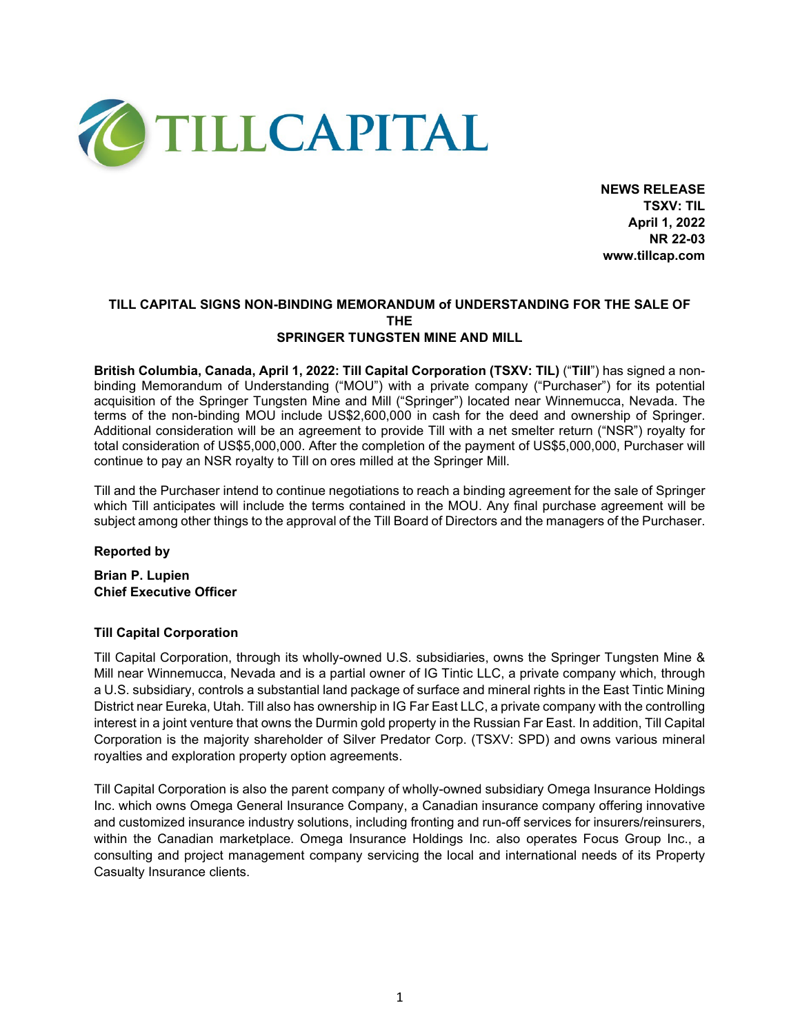TILLCAPITAL

**NEWS RELEASE**
**TSXV: TIL**
**April 1, 2022**
**NR 22-03**
**www.tillcap.com**

# TILL CAPITAL SIGNS NON-BINDING MEMORANDUM of UNDERSTANDING FOR THE SALE OF THE SPRINGER TUNGSTEN MINE AND MILL

**British Columbia, Canada, April 1, 2022: Till Capital Corporation (TSXV: TIL)** ("**Till**") has signed a non-binding Memorandum of Understanding ("MOU") with a private company ("Purchaser") for its potential acquisition of the Springer Tungsten Mine and Mill ("Springer") located near Winnemucca, Nevada. The terms of the non-binding MOU include US$2,600,000 in cash for the deed and ownership of Springer. Additional consideration will be an agreement to provide Till with a net smelter return ("NSR") royalty for total consideration of US$5,000,000. After the completion of the payment of US$5,000,000, Purchaser will continue to pay an NSR royalty to Till on ores milled at the Springer Mill.

Till and the Purchaser intend to continue negotiations to reach a binding agreement for the sale of Springer which Till anticipates will include the terms contained in the MOU. Any final purchase agreement will be subject among other things to the approval of the Till Board of Directors and the managers of the Purchaser.

**Reported by**

**Brian P. Lupien**
**Chief Executive Officer**

**Till Capital Corporation**

Till Capital Corporation, through its wholly-owned U.S. subsidiaries, owns the Springer Tungsten Mine & Mill near Winnemucca, Nevada and is a partial owner of IG Tintic LLC, a private company which, through a U.S. subsidiary, controls a substantial land package of surface and mineral rights in the East Tintic Mining District near Eureka, Utah. Till also has ownership in IG Far East LLC, a private company with the controlling interest in a joint venture that owns the Durmin gold property in the Russian Far East. In addition, Till Capital Corporation is the majority shareholder of Silver Predator Corp. (TSXV: SPD) and owns various mineral royalties and exploration property option agreements.

Till Capital Corporation is also the parent company of wholly-owned subsidiary Omega Insurance Holdings Inc. which owns Omega General Insurance Company, a Canadian insurance company offering innovative and customized insurance industry solutions, including fronting and run-off services for insurers/reinsurers, within the Canadian marketplace. Omega Insurance Holdings Inc. also operates Focus Group Inc., a consulting and project management company servicing the local and international needs of its Property Casualty Insurance clients.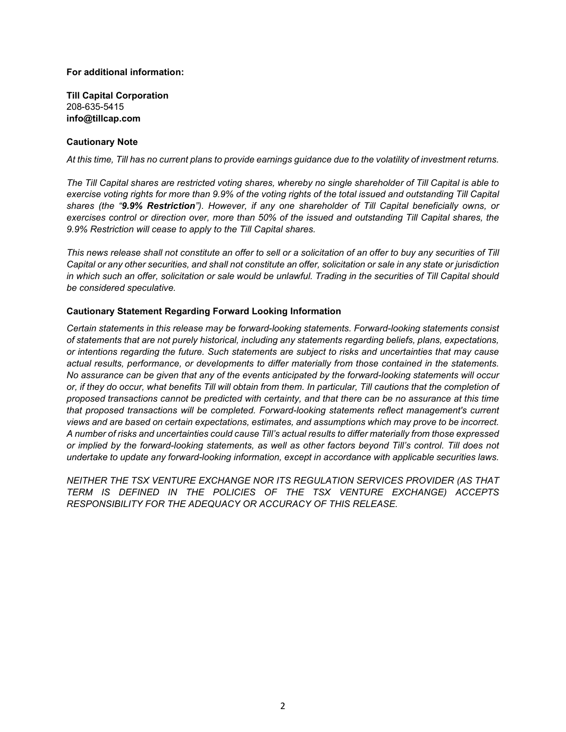**For additional information:**

**Till Capital Corporation**
208-635-5415
**info@tillcap.com**

**Cautionary Note**

*At this time, Till has no current plans to provide earnings guidance due to the volatility of investment returns.*

*The Till Capital shares are restricted voting shares, whereby no single shareholder of Till Capital is able to exercise voting rights for more than 9.9% of the voting rights of the total issued and outstanding Till Capital shares (the "**9.9% Restriction**"). However, if any one shareholder of Till Capital beneficially owns, or exercises control or direction over, more than 50% of the issued and outstanding Till Capital shares, the 9.9% Restriction will cease to apply to the Till Capital shares.*

*This news release shall not constitute an offer to sell or a solicitation of an offer to buy any securities of Till Capital or any other securities, and shall not constitute an offer, solicitation or sale in any state or jurisdiction in which such an offer, solicitation or sale would be unlawful. Trading in the securities of Till Capital should be considered speculative.*

**Cautionary Statement Regarding Forward Looking Information**

*Certain statements in this release may be forward-looking statements. Forward-looking statements consist of statements that are not purely historical, including any statements regarding beliefs, plans, expectations, or intentions regarding the future. Such statements are subject to risks and uncertainties that may cause actual results, performance, or developments to differ materially from those contained in the statements. No assurance can be given that any of the events anticipated by the forward-looking statements will occur or, if they do occur, what benefits Till will obtain from them. In particular, Till cautions that the completion of proposed transactions cannot be predicted with certainty, and that there can be no assurance at this time that proposed transactions will be completed. Forward-looking statements reflect management's current views and are based on certain expectations, estimates, and assumptions which may prove to be incorrect. A number of risks and uncertainties could cause Till's actual results to differ materially from those expressed or implied by the forward-looking statements, as well as other factors beyond Till's control. Till does not undertake to update any forward-looking information, except in accordance with applicable securities laws.*

*NEITHER THE TSX VENTURE EXCHANGE NOR ITS REGULATION SERVICES PROVIDER (AS THAT TERM IS DEFINED IN THE POLICIES OF THE TSX VENTURE EXCHANGE) ACCEPTS RESPONSIBILITY FOR THE ADEQUACY OR ACCURACY OF THIS RELEASE.*